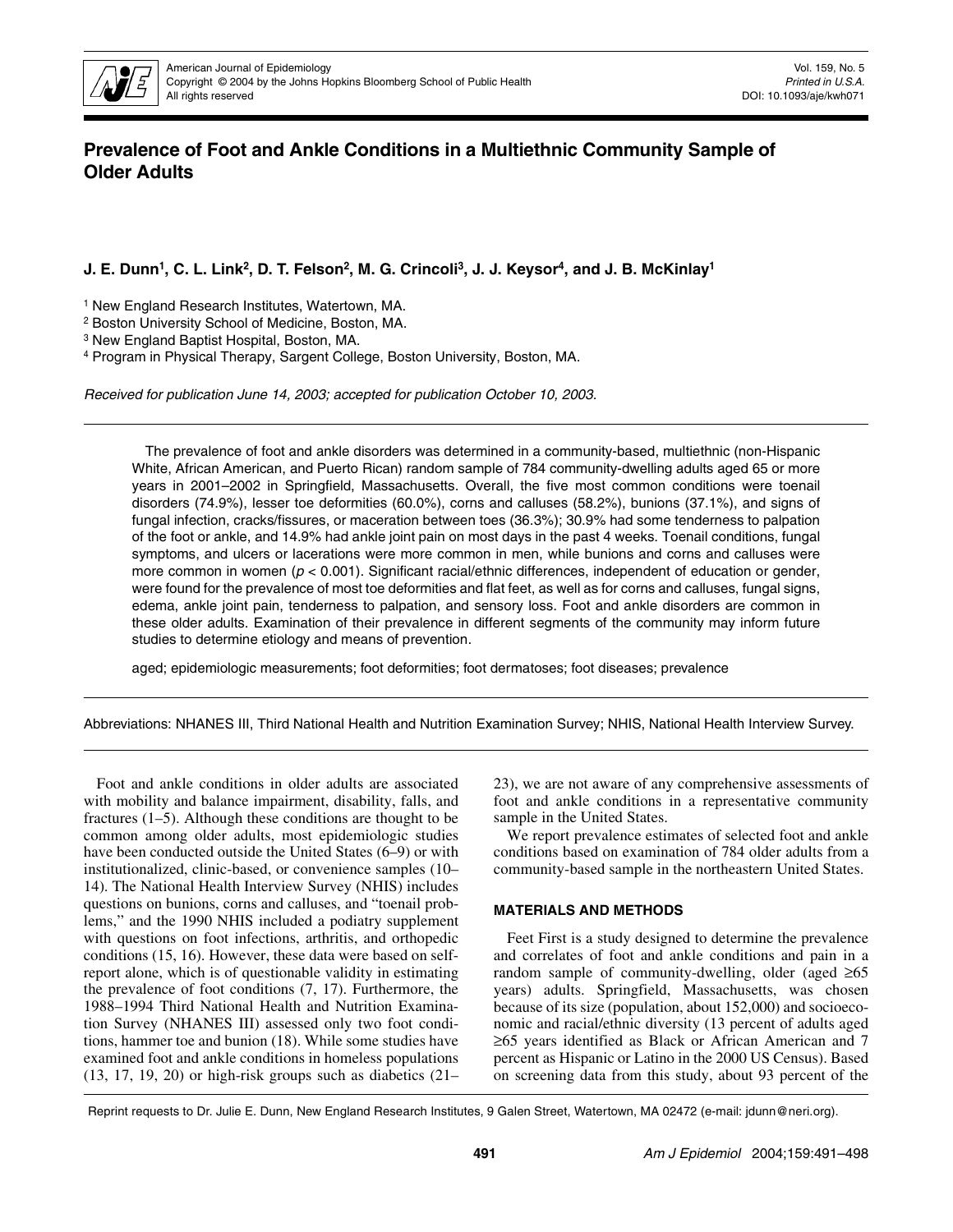# Prevalence of Foot and Ankle Conditions in a Multiethnic Community Sample of Older Adults

**J. E. Dunn[1], C. L. Link[2], D. T. Felson[2], M. G. Crincoli[3], J. J. Keysor[4], and J. B. McKinlay[1]**

[1] New England Research Institutes, Watertown, MA.
[2] Boston University School of Medicine, Boston, MA.
[3] New England Baptist Hospital, Boston, MA.
[4] Program in Physical Therapy, Sargent College, Boston University, Boston, MA.

*Received for publication June 14, 2003; accepted for publication October 10, 2003.*

---

The prevalence of foot and ankle disorders was determined in a community-based, multiethnic (non-Hispanic White, African American, and Puerto Rican) random sample of 784 community-dwelling adults aged 65 or more years in 2001–2002 in Springfield, Massachusetts. Overall, the five most common conditions were toenail disorders (74.9%), lesser toe deformities (60.0%), corns and calluses (58.2%), bunions (37.1%), and signs of fungal infection, cracks/fissures, or maceration between toes (36.3%); 30.9% had some tenderness to palpation of the foot or ankle, and 14.9% had ankle joint pain on most days in the past 4 weeks. Toenail conditions, fungal symptoms, and ulcers or lacerations were more common in men, while bunions and corns and calluses were more common in women ($p < 0.001$). Significant racial/ethnic differences, independent of education or gender, were found for the prevalence of most toe deformities and flat feet, as well as for corns and calluses, fungal signs, edema, ankle joint pain, tenderness to palpation, and sensory loss. Foot and ankle disorders are common in these older adults. Examination of their prevalence in different segments of the community may inform future studies to determine etiology and means of prevention.

aged; epidemiologic measurements; foot deformities; foot dermatoses; foot diseases; prevalence

---

Abbreviations: NHANES III, Third National Health and Nutrition Examination Survey; NHIS, National Health Interview Survey.

---

Foot and ankle conditions in older adults are associated with mobility and balance impairment, disability, falls, and fractures (1–5). Although these conditions are thought to be common among older adults, most epidemiologic studies have been conducted outside the United States (6–9) or with institutionalized, clinic-based, or convenience samples (10–14). The National Health Interview Survey (NHIS) includes questions on bunions, corns and calluses, and "toenail problems," and the 1990 NHIS included a podiatry supplement with questions on foot infections, arthritis, and orthopedic conditions (15, 16). However, these data were based on self-report alone, which is of questionable validity in estimating the prevalence of foot conditions (7, 17). Furthermore, the 1988–1994 Third National Health and Nutrition Examination Survey (NHANES III) assessed only two foot conditions, hammer toe and bunion (18). While some studies have examined foot and ankle conditions in homeless populations (13, 17, 19, 20) or high-risk groups such as diabetics (21–23), we are not aware of any comprehensive assessments of foot and ankle conditions in a representative community sample in the United States.

We report prevalence estimates of selected foot and ankle conditions based on examination of 784 older adults from a community-based sample in the northeastern United States.

## MATERIALS AND METHODS

Feet First is a study designed to determine the prevalence and correlates of foot and ankle conditions and pain in a random sample of community-dwelling, older (aged ≥65 years) adults. Springfield, Massachusetts, was chosen because of its size (population, about 152,000) and socioeconomic and racial/ethnic diversity (13 percent of adults aged ≥65 years identified as Black or African American and 7 percent as Hispanic or Latino in the 2000 US Census). Based on screening data from this study, about 93 percent of the

Reprint requests to Dr. Julie E. Dunn, New England Research Institutes, 9 Galen Street, Watertown, MA 02472 (e-mail: jdunn@neri.org).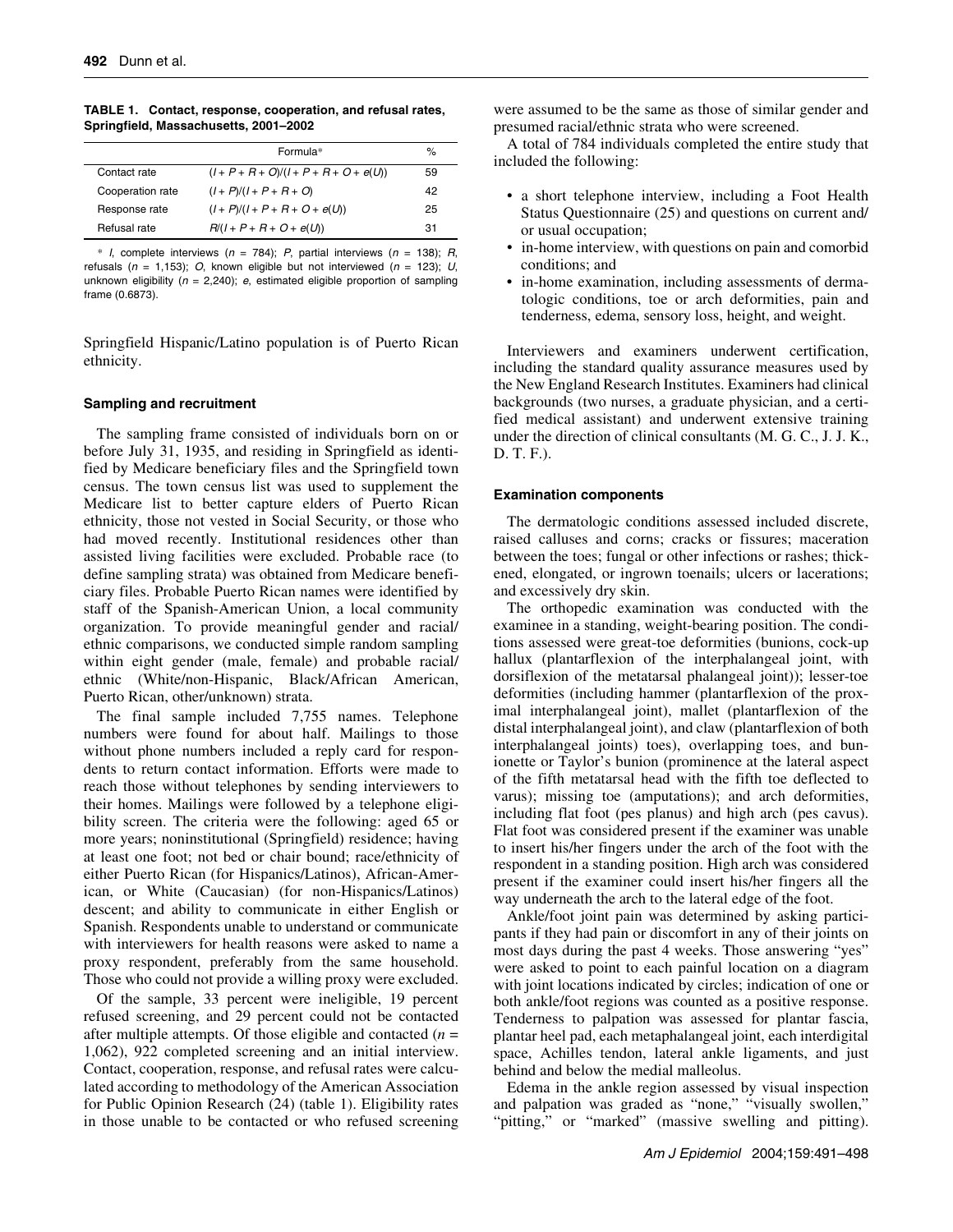**TABLE 1. Contact, response, cooperation, and refusal rates, Springfield, Massachusetts, 2001–2002**

| | Formula* | % |
|---|---|---|
| Contact rate | $(I + P + R + O)/(I + P + R + O + e(U))$ | 59 |
| Cooperation rate | $(I + P)/(I + P + R + O)$ | 42 |
| Response rate | $(I + P)/(I + P + R + O + e(U))$ | 25 |
| Refusal rate | $R/(I + P + R + O + e(U))$ | 31 |

\* $I$, complete interviews ($n$ = 784); $P$, partial interviews ($n$ = 138); $R$, refusals ($n$ = 1,153); $O$, known eligible but not interviewed ($n$ = 123); $U$, unknown eligibility ($n$ = 2,240); $e$, estimated eligible proportion of sampling frame (0.6873).

Springfield Hispanic/Latino population is of Puerto Rican ethnicity.

### Sampling and recruitment

The sampling frame consisted of individuals born on or before July 31, 1935, and residing in Springfield as identified by Medicare beneficiary files and the Springfield town census. The town census list was used to supplement the Medicare list to better capture elders of Puerto Rican ethnicity, those not vested in Social Security, or those who had moved recently. Institutional residences other than assisted living facilities were excluded. Probable race (to define sampling strata) was obtained from Medicare beneficiary files. Probable Puerto Rican names were identified by staff of the Spanish-American Union, a local community organization. To provide meaningful gender and racial/ethnic comparisons, we conducted simple random sampling within eight gender (male, female) and probable racial/ethnic (White/non-Hispanic, Black/African American, Puerto Rican, other/unknown) strata.

The final sample included 7,755 names. Telephone numbers were found for about half. Mailings to those without phone numbers included a reply card for respondents to return contact information. Efforts were made to reach those without telephones by sending interviewers to their homes. Mailings were followed by a telephone eligibility screen. The criteria were the following: aged 65 or more years; noninstitutional (Springfield) residence; having at least one foot; not bed or chair bound; race/ethnicity of either Puerto Rican (for Hispanics/Latinos), African-American, or White (Caucasian) (for non-Hispanics/Latinos) descent; and ability to communicate in either English or Spanish. Respondents unable to understand or communicate with interviewers for health reasons were asked to name a proxy respondent, preferably from the same household. Those who could not provide a willing proxy were excluded.

Of the sample, 33 percent were ineligible, 19 percent refused screening, and 29 percent could not be contacted after multiple attempts. Of those eligible and contacted ($n$ = 1,062), 922 completed screening and an initial interview. Contact, cooperation, response, and refusal rates were calculated according to methodology of the American Association for Public Opinion Research (24) (table 1). Eligibility rates in those unable to be contacted or who refused screening were assumed to be the same as those of similar gender and presumed racial/ethnic strata who were screened.

A total of 784 individuals completed the entire study that included the following:

- a short telephone interview, including a Foot Health Status Questionnaire (25) and questions on current and/or usual occupation;
- in-home interview, with questions on pain and comorbid conditions; and
- in-home examination, including assessments of dermatologic conditions, toe or arch deformities, pain and tenderness, edema, sensory loss, height, and weight.

Interviewers and examiners underwent certification, including the standard quality assurance measures used by the New England Research Institutes. Examiners had clinical backgrounds (two nurses, a graduate physician, and a certified medical assistant) and underwent extensive training under the direction of clinical consultants (M. G. C., J. J. K., D. T. F.).

### Examination components

The dermatologic conditions assessed included discrete, raised calluses and corns; cracks or fissures; maceration between the toes; fungal or other infections or rashes; thickened, elongated, or ingrown toenails; ulcers or lacerations; and excessively dry skin.

The orthopedic examination was conducted with the examinee in a standing, weight-bearing position. The conditions assessed were great-toe deformities (bunions, cock-up hallux (plantarflexion of the interphalangeal joint, with dorsiflexion of the metatarsal phalangeal joint)); lesser-toe deformities (including hammer (plantarflexion of the proximal interphalangeal joint), mallet (plantarflexion of the distal interphalangeal joint), and claw (plantarflexion of both interphalangeal joints) toes), overlapping toes, and bunionette or Taylor's bunion (prominence at the lateral aspect of the fifth metatarsal head with the fifth toe deflected to varus); missing toe (amputations); and arch deformities, including flat foot (pes planus) and high arch (pes cavus). Flat foot was considered present if the examiner was unable to insert his/her fingers under the arch of the foot with the respondent in a standing position. High arch was considered present if the examiner could insert his/her fingers all the way underneath the arch to the lateral edge of the foot.

Ankle/foot joint pain was determined by asking participants if they had pain or discomfort in any of their joints on most days during the past 4 weeks. Those answering "yes" were asked to point to each painful location on a diagram with joint locations indicated by circles; indication of one or both ankle/foot regions was counted as a positive response. Tenderness to palpation was assessed for plantar fascia, plantar heel pad, each metaphalangeal joint, each interdigital space, Achilles tendon, lateral ankle ligaments, and just behind and below the medial malleolus.

Edema in the ankle region assessed by visual inspection and palpation was graded as "none," "visually swollen," "pitting," or "marked" (massive swelling and pitting).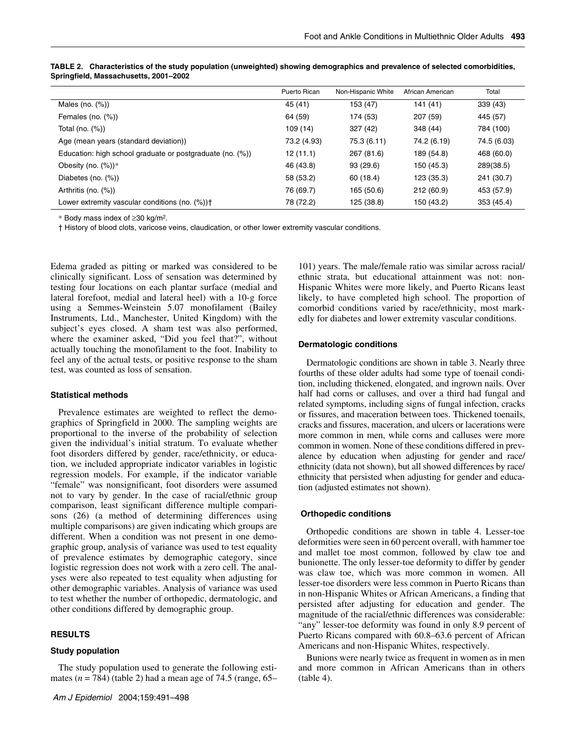**TABLE 2. Characteristics of the study population (unweighted) showing demographics and prevalence of selected comorbidities, Springfield, Massachusetts, 2001–2002**

| | Puerto Rican | Non-Hispanic White | African American | Total |
|---|---|---|---|---|
| Males (no. (%)) | 45 (41) | 153 (47) | 141 (41) | 339 (43) |
| Females (no. (%)) | 64 (59) | 174 (53) | 207 (59) | 445 (57) |
| Total (no. (%)) | 109 (14) | 327 (42) | 348 (44) | 784 (100) |
| Age (mean years (standard deviation)) | 73.2 (4.93) | 75.3 (6.11) | 74.2 (6.19) | 74.5 (6.03) |
| Education: high school graduate or postgraduate (no. (%)) | 12 (11.1) | 267 (81.6) | 189 (54.8) | 468 (60.0) |
| Obesity (no. (%))* | 46 (43.8) | 93 (29.6) | 150 (45.3) | 289(38.5) |
| Diabetes (no. (%)) | 58 (53.2) | 60 (18.4) | 123 (35.3) | 241 (30.7) |
| Arthritis (no. (%)) | 76 (69.7) | 165 (50.6) | 212 (60.9) | 453 (57.9) |
| Lower extremity vascular conditions (no. (%))† | 78 (72.2) | 125 (38.8) | 150 (43.2) | 353 (45.4) |

\* Body mass index of ≥30 kg/m$^2$.

† History of blood clots, varicose veins, claudication, or other lower extremity vascular conditions.

Edema graded as pitting or marked was considered to be clinically significant. Loss of sensation was determined by testing four locations on each plantar surface (medial and lateral forefoot, medial and lateral heel) with a 10-g force using a Semmes-Weinstein 5.07 monofilament (Bailey Instruments, Ltd., Manchester, United Kingdom) with the subject's eyes closed. A sham test was also performed, where the examiner asked, "Did you feel that?", without actually touching the monofilament to the foot. Inability to feel any of the actual tests, or positive response to the sham test, was counted as loss of sensation.

### Statistical methods

Prevalence estimates are weighted to reflect the demographics of Springfield in 2000. The sampling weights are proportional to the inverse of the probability of selection given the individual's initial stratum. To evaluate whether foot disorders differed by gender, race/ethnicity, or education, we included appropriate indicator variables in logistic regression models. For example, if the indicator variable "female" was nonsignificant, foot disorders were assumed not to vary by gender. In the case of racial/ethnic group comparison, least significant difference multiple comparisons (26) (a method of determining differences using multiple comparisons) are given indicating which groups are different. When a condition was not present in one demographic group, analysis of variance was used to test equality of prevalence estimates by demographic category, since logistic regression does not work with a zero cell. The analyses were also repeated to test equality when adjusting for other demographic variables. Analysis of variance was used to test whether the number of orthopedic, dermatologic, and other conditions differed by demographic group.

## RESULTS

### Study population

The study population used to generate the following estimates ($n$ = 784) (table 2) had a mean age of 74.5 (range, 65–101) years. The male/female ratio was similar across racial/ethnic strata, but educational attainment was not: non-Hispanic Whites were more likely, and Puerto Ricans least likely, to have completed high school. The proportion of comorbid conditions varied by race/ethnicity, most markedly for diabetes and lower extremity vascular conditions.

### Dermatologic conditions

Dermatologic conditions are shown in table 3. Nearly three fourths of these older adults had some type of toenail condition, including thickened, elongated, and ingrown nails. Over half had corns or calluses, and over a third had fungal and related symptoms, including signs of fungal infection, cracks or fissures, and maceration between toes. Thickened toenails, cracks and fissures, maceration, and ulcers or lacerations were more common in men, while corns and calluses were more common in women. None of these conditions differed in prevalence by education when adjusting for gender and race/ethnicity (data not shown), but all showed differences by race/ethnicity that persisted when adjusting for gender and education (adjusted estimates not shown).

### Orthopedic conditions

Orthopedic conditions are shown in table 4. Lesser-toe deformities were seen in 60 percent overall, with hammer toe and mallet toe most common, followed by claw toe and bunionette. The only lesser-toe deformity to differ by gender was claw toe, which was more common in women. All lesser-toe disorders were less common in Puerto Ricans than in non-Hispanic Whites or African Americans, a finding that persisted after adjusting for education and gender. The magnitude of the racial/ethnic differences was considerable: "any" lesser-toe deformity was found in only 8.9 percent of Puerto Ricans compared with 60.8–63.6 percent of African Americans and non-Hispanic Whites, respectively.

Bunions were nearly twice as frequent in women as in men and more common in African Americans than in others (table 4).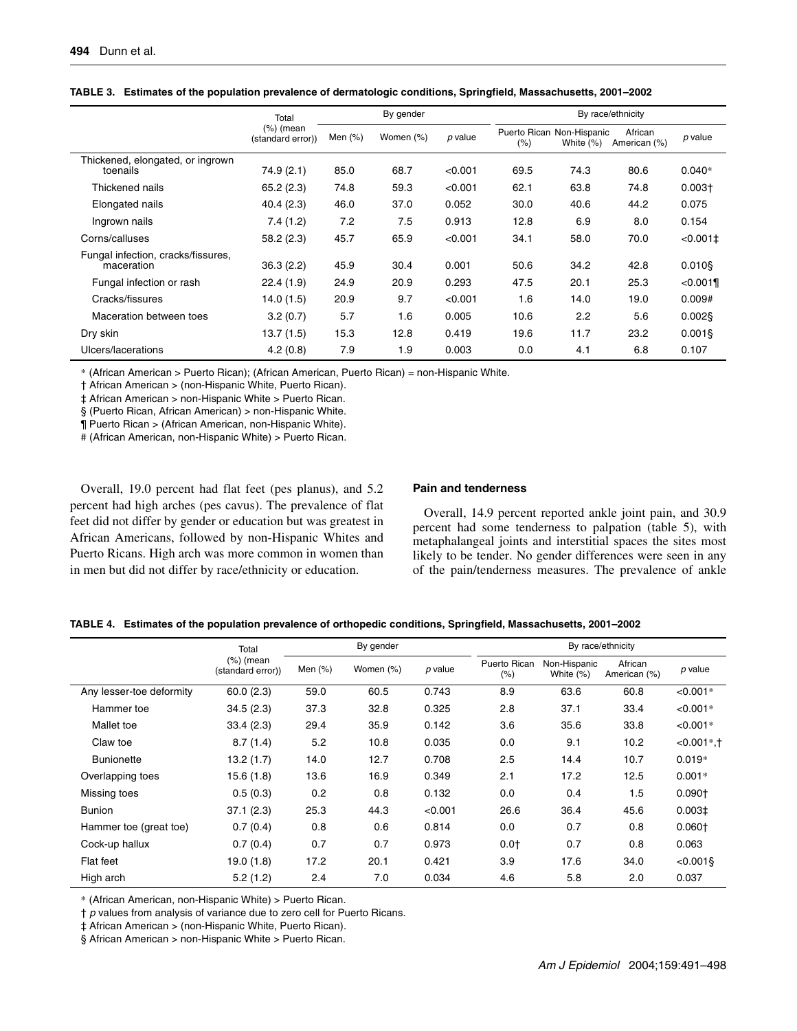**TABLE 3. Estimates of the population prevalence of dermatologic conditions, Springfield, Massachusetts, 2001–2002**

| | Total (%) (mean (standard error)) | By gender | | | By race/ethnicity | | | |
|---|---|---|---|---|---|---|---|---|
| | | Men (%) | Women (%) | *p* value | Puerto Rican (%) | Non-Hispanic White (%) | African American (%) | *p* value |
| Thickened, elongated, or ingrown toenails | 74.9 (2.1) | 85.0 | 68.7 | <0.001 | 69.5 | 74.3 | 80.6 | 0.040* |
| Thickened nails | 65.2 (2.3) | 74.8 | 59.3 | <0.001 | 62.1 | 63.8 | 74.8 | 0.003† |
| Elongated nails | 40.4 (2.3) | 46.0 | 37.0 | 0.052 | 30.0 | 40.6 | 44.2 | 0.075 |
| Ingrown nails | 7.4 (1.2) | 7.2 | 7.5 | 0.913 | 12.8 | 6.9 | 8.0 | 0.154 |
| Corns/calluses | 58.2 (2.3) | 45.7 | 65.9 | <0.001 | 34.1 | 58.0 | 70.0 | <0.001‡ |
| Fungal infection, cracks/fissures, maceration | 36.3 (2.2) | 45.9 | 30.4 | 0.001 | 50.6 | 34.2 | 42.8 | 0.010§ |
| Fungal infection or rash | 22.4 (1.9) | 24.9 | 20.9 | 0.293 | 47.5 | 20.1 | 25.3 | <0.001¶ |
| Cracks/fissures | 14.0 (1.5) | 20.9 | 9.7 | <0.001 | 1.6 | 14.0 | 19.0 | 0.009# |
| Maceration between toes | 3.2 (0.7) | 5.7 | 1.6 | 0.005 | 10.6 | 2.2 | 5.6 | 0.002§ |
| Dry skin | 13.7 (1.5) | 15.3 | 12.8 | 0.419 | 19.6 | 11.7 | 23.2 | 0.001§ |
| Ulcers/lacerations | 4.2 (0.8) | 7.9 | 1.9 | 0.003 | 0.0 | 4.1 | 6.8 | 0.107 |

* (African American > Puerto Rican); (African American, Puerto Rican) = non-Hispanic White.

† African American > (non-Hispanic White, Puerto Rican).

‡ African American > non-Hispanic White > Puerto Rican.

§ (Puerto Rican, African American) > non-Hispanic White.

¶ Puerto Rican > (African American, non-Hispanic White).

\# (African American, non-Hispanic White) > Puerto Rican.

Overall, 19.0 percent had flat feet (pes planus), and 5.2 percent had high arches (pes cavus). The prevalence of flat feet did not differ by gender or education but was greatest in African Americans, followed by non-Hispanic Whites and Puerto Ricans. High arch was more common in women than in men but did not differ by race/ethnicity or education.

### Pain and tenderness

Overall, 14.9 percent reported ankle joint pain, and 30.9 percent had some tenderness to palpation (table 5), with metaphalangeal joints and interstitial spaces the sites most likely to be tender. No gender differences were seen in any of the pain/tenderness measures. The prevalence of ankle

**TABLE 4. Estimates of the population prevalence of orthopedic conditions, Springfield, Massachusetts, 2001–2002**

| | Total (%) (mean (standard error)) | By gender | | | By race/ethnicity | | | |
|---|---|---|---|---|---|---|---|---|
| | | Men (%) | Women (%) | *p* value | Puerto Rican (%) | Non-Hispanic White (%) | African American (%) | *p* value |
| Any lesser-toe deformity | 60.0 (2.3) | 59.0 | 60.5 | 0.743 | 8.9 | 63.6 | 60.8 | <0.001* |
| Hammer toe | 34.5 (2.3) | 37.3 | 32.8 | 0.325 | 2.8 | 37.1 | 33.4 | <0.001* |
| Mallet toe | 33.4 (2.3) | 29.4 | 35.9 | 0.142 | 3.6 | 35.6 | 33.8 | <0.001* |
| Claw toe | 8.7 (1.4) | 5.2 | 10.8 | 0.035 | 0.0 | 9.1 | 10.2 | <0.001*,† |
| Bunionette | 13.2 (1.7) | 14.0 | 12.7 | 0.708 | 2.5 | 14.4 | 10.7 | 0.019* |
| Overlapping toes | 15.6 (1.8) | 13.6 | 16.9 | 0.349 | 2.1 | 17.2 | 12.5 | 0.001* |
| Missing toes | 0.5 (0.3) | 0.2 | 0.8 | 0.132 | 0.0 | 0.4 | 1.5 | 0.090† |
| Bunion | 37.1 (2.3) | 25.3 | 44.3 | <0.001 | 26.6 | 36.4 | 45.6 | 0.003‡ |
| Hammer toe (great toe) | 0.7 (0.4) | 0.8 | 0.6 | 0.814 | 0.0 | 0.7 | 0.8 | 0.060† |
| Cock-up hallux | 0.7 (0.4) | 0.7 | 0.7 | 0.973 | 0.0† | 0.7 | 0.8 | 0.063 |
| Flat feet | 19.0 (1.8) | 17.2 | 20.1 | 0.421 | 3.9 | 17.6 | 34.0 | <0.001§ |
| High arch | 5.2 (1.2) | 2.4 | 7.0 | 0.034 | 4.6 | 5.8 | 2.0 | 0.037 |

* (African American, non-Hispanic White) > Puerto Rican.

† *p* values from analysis of variance due to zero cell for Puerto Ricans.

‡ African American > (non-Hispanic White, Puerto Rican).

§ African American > non-Hispanic White > Puerto Rican.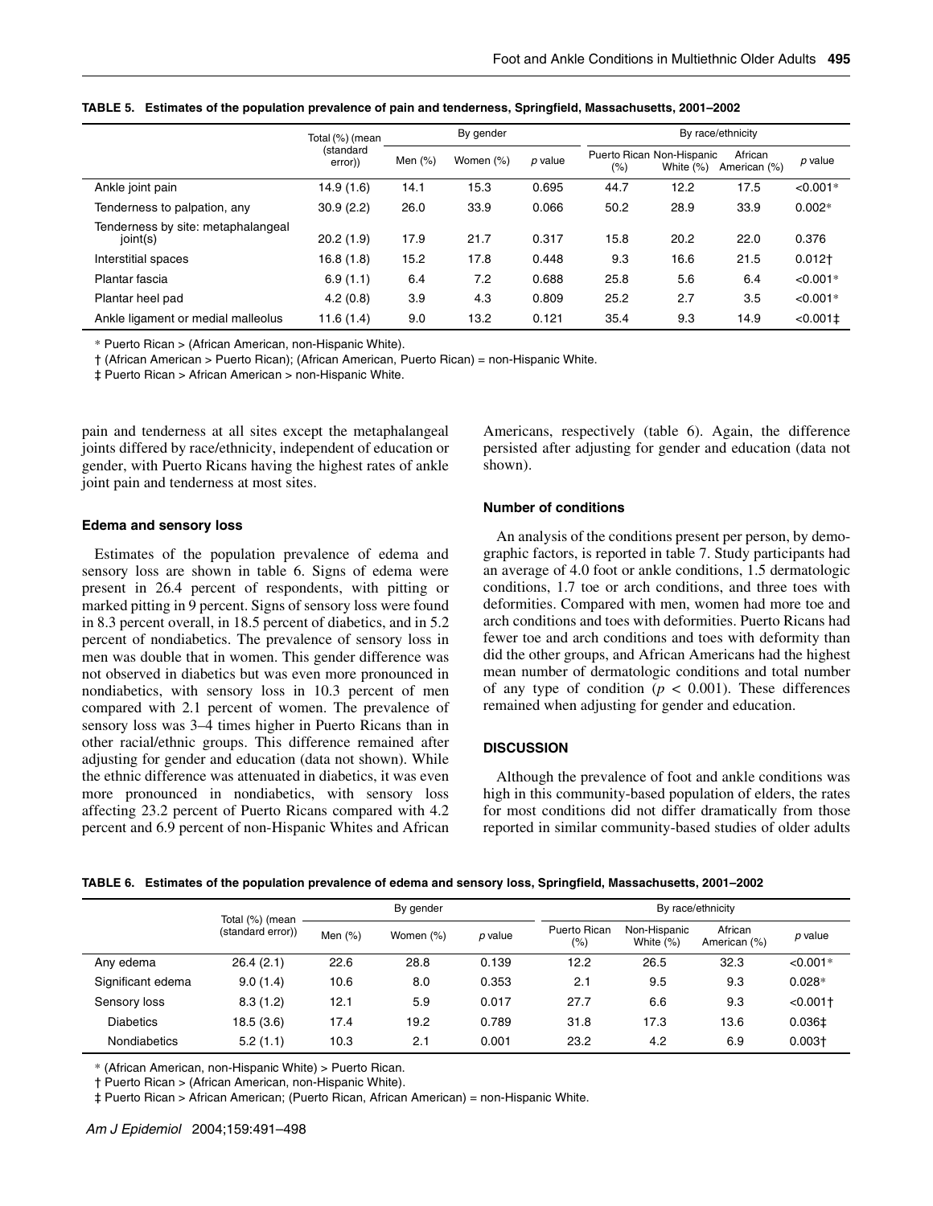**TABLE 5. Estimates of the population prevalence of pain and tenderness, Springfield, Massachusetts, 2001–2002**

| | Total (%) (mean (standard error)) | By gender | | | By race/ethnicity | | | |
|---|---|---|---|---|---|---|---|---|
| | | Men (%) | Women (%) | *p* value | Puerto Rican (%) | Non-Hispanic White (%) | African American (%) | *p* value |
| Ankle joint pain | 14.9 (1.6) | 14.1 | 15.3 | 0.695 | 44.7 | 12.2 | 17.5 | <0.001* |
| Tenderness to palpation, any | 30.9 (2.2) | 26.0 | 33.9 | 0.066 | 50.2 | 28.9 | 33.9 | 0.002* |
| Tenderness by site: metaphalangeal joint(s) | 20.2 (1.9) | 17.9 | 21.7 | 0.317 | 15.8 | 20.2 | 22.0 | 0.376 |
| Interstitial spaces | 16.8 (1.8) | 15.2 | 17.8 | 0.448 | 9.3 | 16.6 | 21.5 | 0.012† |
| Plantar fascia | 6.9 (1.1) | 6.4 | 7.2 | 0.688 | 25.8 | 5.6 | 6.4 | <0.001* |
| Plantar heel pad | 4.2 (0.8) | 3.9 | 4.3 | 0.809 | 25.2 | 2.7 | 3.5 | <0.001* |
| Ankle ligament or medial malleolus | 11.6 (1.4) | 9.0 | 13.2 | 0.121 | 35.4 | 9.3 | 14.9 | <0.001‡ |

* Puerto Rican > (African American, non-Hispanic White).

† (African American > Puerto Rican); (African American, Puerto Rican) = non-Hispanic White.

‡ Puerto Rican > African American > non-Hispanic White.

pain and tenderness at all sites except the metaphalangeal joints differed by race/ethnicity, independent of education or gender, with Puerto Ricans having the highest rates of ankle joint pain and tenderness at most sites.

#### Edema and sensory loss

Estimates of the population prevalence of edema and sensory loss are shown in table 6. Signs of edema were present in 26.4 percent of respondents, with pitting or marked pitting in 9 percent. Signs of sensory loss were found in 8.3 percent overall, in 18.5 percent of diabetics, and in 5.2 percent of nondiabetics. The prevalence of sensory loss in men was double that in women. This gender difference was not observed in diabetics but was even more pronounced in nondiabetics, with sensory loss in 10.3 percent of men compared with 2.1 percent of women. The prevalence of sensory loss was 3–4 times higher in Puerto Ricans than in other racial/ethnic groups. This difference remained after adjusting for gender and education (data not shown). While the ethnic difference was attenuated in diabetics, it was even more pronounced in nondiabetics, with sensory loss affecting 23.2 percent of Puerto Ricans compared with 4.2 percent and 6.9 percent of non-Hispanic Whites and African Americans, respectively (table 6). Again, the difference persisted after adjusting for gender and education (data not shown).

#### Number of conditions

An analysis of the conditions present per person, by demographic factors, is reported in table 7. Study participants had an average of 4.0 foot or ankle conditions, 1.5 dermatologic conditions, 1.7 toe or arch conditions, and three toes with deformities. Compared with men, women had more toe and arch conditions and toes with deformities. Puerto Ricans had fewer toe and arch conditions and toes with deformity than did the other groups, and African Americans had the highest mean number of dermatologic conditions and total number of any type of condition ($p < 0.001$). These differences remained when adjusting for gender and education.

### DISCUSSION

Although the prevalence of foot and ankle conditions was high in this community-based population of elders, the rates for most conditions did not differ dramatically from those reported in similar community-based studies of older adults

**TABLE 6. Estimates of the population prevalence of edema and sensory loss, Springfield, Massachusetts, 2001–2002**

| | Total (%) (mean (standard error)) | By gender | | | By race/ethnicity | | | |
|---|---|---|---|---|---|---|---|---|
| | | Men (%) | Women (%) | *p* value | Puerto Rican (%) | Non-Hispanic White (%) | African American (%) | *p* value |
| Any edema | 26.4 (2.1) | 22.6 | 28.8 | 0.139 | 12.2 | 26.5 | 32.3 | <0.001* |
| Significant edema | 9.0 (1.4) | 10.6 | 8.0 | 0.353 | 2.1 | 9.5 | 9.3 | 0.028* |
| Sensory loss | 8.3 (1.2) | 12.1 | 5.9 | 0.017 | 27.7 | 6.6 | 9.3 | <0.001† |
| Diabetics | 18.5 (3.6) | 17.4 | 19.2 | 0.789 | 31.8 | 17.3 | 13.6 | 0.036‡ |
| Nondiabetics | 5.2 (1.1) | 10.3 | 2.1 | 0.001 | 23.2 | 4.2 | 6.9 | 0.003† |

* (African American, non-Hispanic White) > Puerto Rican.

† Puerto Rican > (African American, non-Hispanic White).

‡ Puerto Rican > African American; (Puerto Rican, African American) = non-Hispanic White.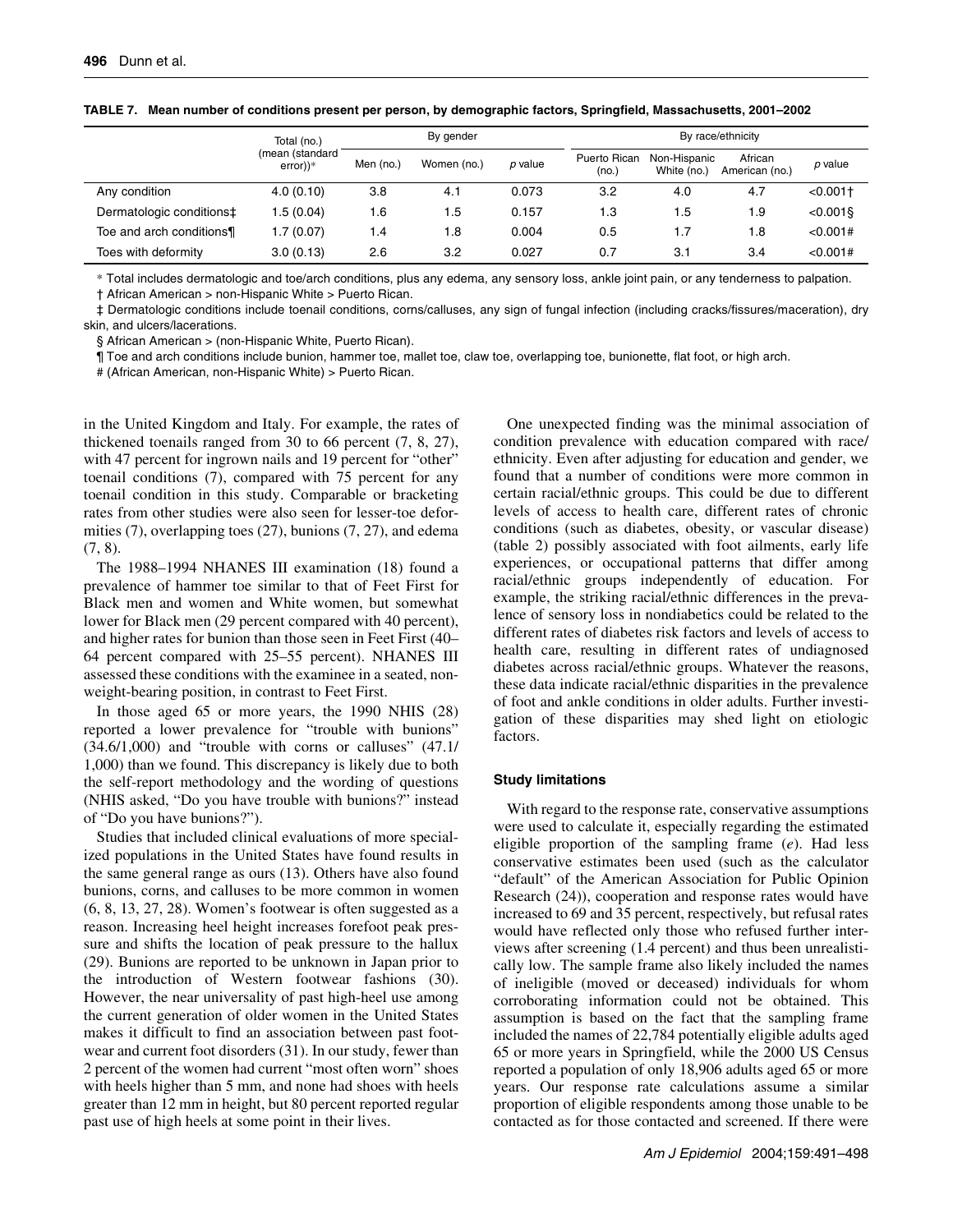**TABLE 7. Mean number of conditions present per person, by demographic factors, Springfield, Massachusetts, 2001–2002**

| | Total (no.) (mean (standard error))* | By gender | | | By race/ethnicity | | | |
|---|---|---|---|---|---|---|---|---|
| | | Men (no.) | Women (no.) | *p* value | Puerto Rican (no.) | Non-Hispanic White (no.) | African American (no.) | *p* value |
| Any condition | 4.0 (0.10) | 3.8 | 4.1 | 0.073 | 3.2 | 4.0 | 4.7 | <0.001† |
| Dermatologic conditions‡ | 1.5 (0.04) | 1.6 | 1.5 | 0.157 | 1.3 | 1.5 | 1.9 | <0.001§ |
| Toe and arch conditions¶ | 1.7 (0.07) | 1.4 | 1.8 | 0.004 | 0.5 | 1.7 | 1.8 | <0.001# |
| Toes with deformity | 3.0 (0.13) | 2.6 | 3.2 | 0.027 | 0.7 | 3.1 | 3.4 | <0.001# |

* Total includes dermatologic and toe/arch conditions, plus any edema, any sensory loss, ankle joint pain, or any tenderness to palpation.

† African American > non-Hispanic White > Puerto Rican.

‡ Dermatologic conditions include toenail conditions, corns/calluses, any sign of fungal infection (including cracks/fissures/maceration), dry skin, and ulcers/lacerations.

§ African American > (non-Hispanic White, Puerto Rican).

¶ Toe and arch conditions include bunion, hammer toe, mallet toe, claw toe, overlapping toe, bunionette, flat foot, or high arch.

# (African American, non-Hispanic White) > Puerto Rican.

in the United Kingdom and Italy. For example, the rates of thickened toenails ranged from 30 to 66 percent (7, 8, 27), with 47 percent for ingrown nails and 19 percent for "other" toenail conditions (7), compared with 75 percent for any toenail condition in this study. Comparable or bracketing rates from other studies were also seen for lesser-toe deformities (7), overlapping toes (27), bunions (7, 27), and edema (7, 8).

The 1988–1994 NHANES III examination (18) found a prevalence of hammer toe similar to that of Feet First for Black men and women and White women, but somewhat lower for Black men (29 percent compared with 40 percent), and higher rates for bunion than those seen in Feet First (40–64 percent compared with 25–55 percent). NHANES III assessed these conditions with the examinee in a seated, non-weight-bearing position, in contrast to Feet First.

In those aged 65 or more years, the 1990 NHIS (28) reported a lower prevalence for "trouble with bunions" (34.6/1,000) and "trouble with corns or calluses" (47.1/1,000) than we found. This discrepancy is likely due to both the self-report methodology and the wording of questions (NHIS asked, "Do you have trouble with bunions?" instead of "Do you have bunions?").

Studies that included clinical evaluations of more specialized populations in the United States have found results in the same general range as ours (13). Others have also found bunions, corns, and calluses to be more common in women (6, 8, 13, 27, 28). Women's footwear is often suggested as a reason. Increasing heel height increases forefoot peak pressure and shifts the location of peak pressure to the hallux (29). Bunions are reported to be unknown in Japan prior to the introduction of Western footwear fashions (30). However, the near universality of past high-heel use among the current generation of older women in the United States makes it difficult to find an association between past footwear and current foot disorders (31). In our study, fewer than 2 percent of the women had current "most often worn" shoes with heels higher than 5 mm, and none had shoes with heels greater than 12 mm in height, but 80 percent reported regular past use of high heels at some point in their lives.

One unexpected finding was the minimal association of condition prevalence with education compared with race/ethnicity. Even after adjusting for education and gender, we found that a number of conditions were more common in certain racial/ethnic groups. This could be due to different levels of access to health care, different rates of chronic conditions (such as diabetes, obesity, or vascular disease) (table 2) possibly associated with foot ailments, early life experiences, or occupational patterns that differ among racial/ethnic groups independently of education. For example, the striking racial/ethnic differences in the prevalence of sensory loss in nondiabetics could be related to the different rates of diabetes risk factors and levels of access to health care, resulting in different rates of undiagnosed diabetes across racial/ethnic groups. Whatever the reasons, these data indicate racial/ethnic disparities in the prevalence of foot and ankle conditions in older adults. Further investigation of these disparities may shed light on etiologic factors.

#### Study limitations

With regard to the response rate, conservative assumptions were used to calculate it, especially regarding the estimated eligible proportion of the sampling frame (*e*). Had less conservative estimates been used (such as the calculator "default" of the American Association for Public Opinion Research (24)), cooperation and response rates would have increased to 69 and 35 percent, respectively, but refusal rates would have reflected only those who refused further interviews after screening (1.4 percent) and thus been unrealistically low. The sample frame also likely included the names of ineligible (moved or deceased) individuals for whom corroborating information could not be obtained. This assumption is based on the fact that the sampling frame included the names of 22,784 potentially eligible adults aged 65 or more years in Springfield, while the 2000 US Census reported a population of only 18,906 adults aged 65 or more years. Our response rate calculations assume a similar proportion of eligible respondents among those unable to be contacted as for those contacted and screened. If there were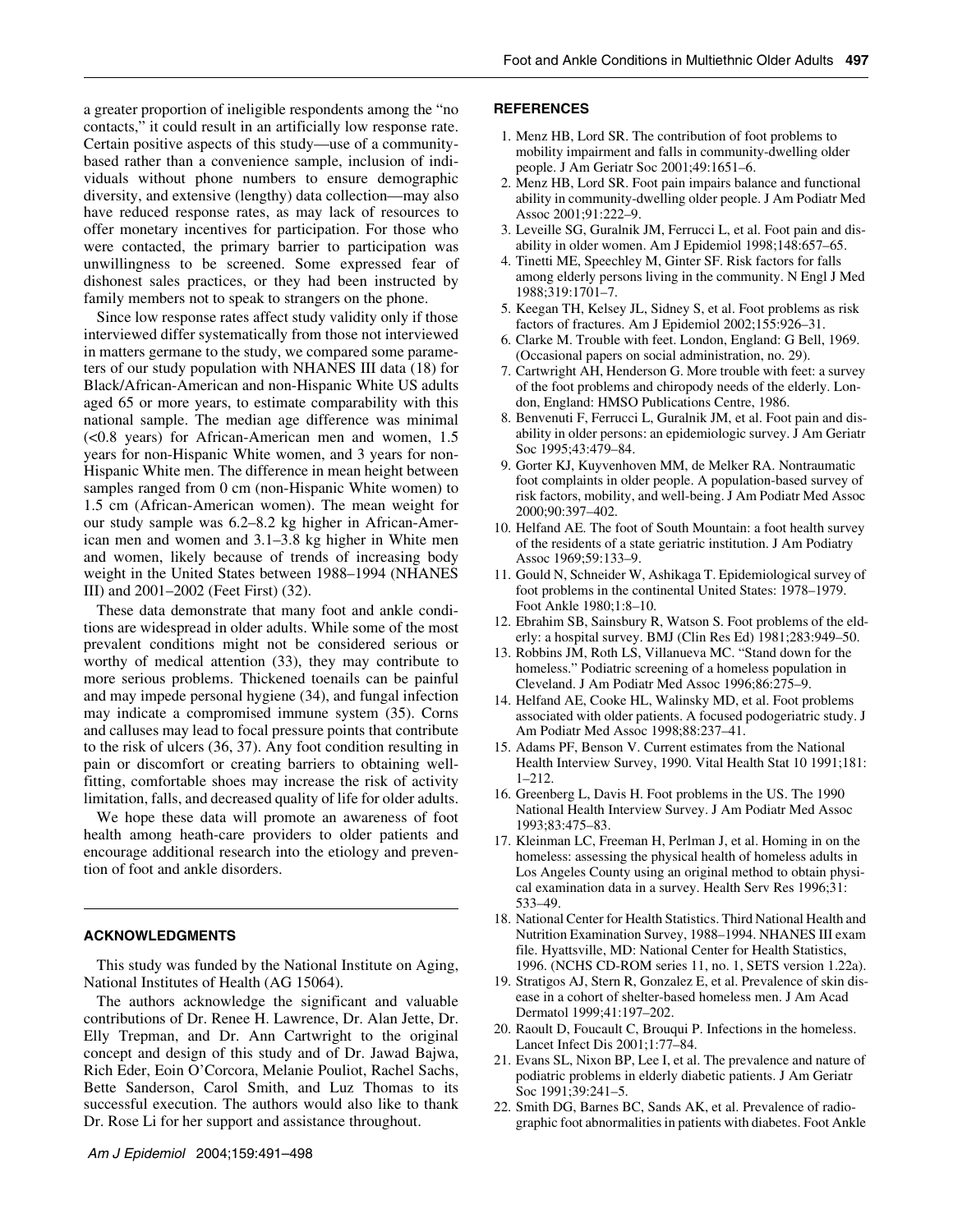a greater proportion of ineligible respondents among the "no contacts," it could result in an artificially low response rate. Certain positive aspects of this study—use of a community-based rather than a convenience sample, inclusion of individuals without phone numbers to ensure demographic diversity, and extensive (lengthy) data collection—may also have reduced response rates, as may lack of resources to offer monetary incentives for participation. For those who were contacted, the primary barrier to participation was unwillingness to be screened. Some expressed fear of dishonest sales practices, or they had been instructed by family members not to speak to strangers on the phone.

Since low response rates affect study validity only if those interviewed differ systematically from those not interviewed in matters germane to the study, we compared some parameters of our study population with NHANES III data (18) for Black/African-American and non-Hispanic White US adults aged 65 or more years, to estimate comparability with this national sample. The median age difference was minimal (<0.8 years) for African-American men and women, 1.5 years for non-Hispanic White women, and 3 years for non-Hispanic White men. The difference in mean height between samples ranged from 0 cm (non-Hispanic White women) to 1.5 cm (African-American women). The mean weight for our study sample was 6.2–8.2 kg higher in African-American men and women and 3.1–3.8 kg higher in White men and women, likely because of trends of increasing body weight in the United States between 1988–1994 (NHANES III) and 2001–2002 (Feet First) (32).

These data demonstrate that many foot and ankle conditions are widespread in older adults. While some of the most prevalent conditions might not be considered serious or worthy of medical attention (33), they may contribute to more serious problems. Thickened toenails can be painful and may impede personal hygiene (34), and fungal infection may indicate a compromised immune system (35). Corns and calluses may lead to focal pressure points that contribute to the risk of ulcers (36, 37). Any foot condition resulting in pain or discomfort or creating barriers to obtaining well-fitting, comfortable shoes may increase the risk of activity limitation, falls, and decreased quality of life for older adults.

We hope these data will promote an awareness of foot health among heath-care providers to older patients and encourage additional research into the etiology and prevention of foot and ankle disorders.

## ACKNOWLEDGMENTS

This study was funded by the National Institute on Aging, National Institutes of Health (AG 15064).

The authors acknowledge the significant and valuable contributions of Dr. Renee H. Lawrence, Dr. Alan Jette, Dr. Elly Trepman, and Dr. Ann Cartwright to the original concept and design of this study and of Dr. Jawad Bajwa, Rich Eder, Eoin O'Corcora, Melanie Pouliot, Rachel Sachs, Bette Sanderson, Carol Smith, and Luz Thomas to its successful execution. The authors would also like to thank Dr. Rose Li for her support and assistance throughout.

## REFERENCES

1. Menz HB, Lord SR. The contribution of foot problems to mobility impairment and falls in community-dwelling older people. J Am Geriatr Soc 2001;49:1651–6.
2. Menz HB, Lord SR. Foot pain impairs balance and functional ability in community-dwelling older people. J Am Podiatr Med Assoc 2001;91:222–9.
3. Leveille SG, Guralnik JM, Ferrucci L, et al. Foot pain and disability in older women. Am J Epidemiol 1998;148:657–65.
4. Tinetti ME, Speechley M, Ginter SF. Risk factors for falls among elderly persons living in the community. N Engl J Med 1988;319:1701–7.
5. Keegan TH, Kelsey JL, Sidney S, et al. Foot problems as risk factors of fractures. Am J Epidemiol 2002;155:926–31.
6. Clarke M. Trouble with feet. London, England: G Bell, 1969. (Occasional papers on social administration, no. 29).
7. Cartwright AH, Henderson G. More trouble with feet: a survey of the foot problems and chiropody needs of the elderly. London, England: HMSO Publications Centre, 1986.
8. Benvenuti F, Ferrucci L, Guralnik JM, et al. Foot pain and disability in older persons: an epidemiologic survey. J Am Geriatr Soc 1995;43:479–84.
9. Gorter KJ, Kuyvenhoven MM, de Melker RA. Nontraumatic foot complaints in older people. A population-based survey of risk factors, mobility, and well-being. J Am Podiatr Med Assoc 2000;90:397–402.
10. Helfand AE. The foot of South Mountain: a foot health survey of the residents of a state geriatric institution. J Am Podiatry Assoc 1969;59:133–9.
11. Gould N, Schneider W, Ashikaga T. Epidemiological survey of foot problems in the continental United States: 1978–1979. Foot Ankle 1980;1:8–10.
12. Ebrahim SB, Sainsbury R, Watson S. Foot problems of the elderly: a hospital survey. BMJ (Clin Res Ed) 1981;283:949–50.
13. Robbins JM, Roth LS, Villanueva MC. "Stand down for the homeless." Podiatric screening of a homeless population in Cleveland. J Am Podiatr Med Assoc 1996;86:275–9.
14. Helfand AE, Cooke HL, Walinsky MD, et al. Foot problems associated with older patients. A focused podogeriatric study. J Am Podiatr Med Assoc 1998;88:237–41.
15. Adams PF, Benson V. Current estimates from the National Health Interview Survey, 1990. Vital Health Stat 10 1991;181: 1–212.
16. Greenberg L, Davis H. Foot problems in the US. The 1990 National Health Interview Survey. J Am Podiatr Med Assoc 1993;83:475–83.
17. Kleinman LC, Freeman H, Perlman J, et al. Homing in on the homeless: assessing the physical health of homeless adults in Los Angeles County using an original method to obtain physical examination data in a survey. Health Serv Res 1996;31: 533–49.
18. National Center for Health Statistics. Third National Health and Nutrition Examination Survey, 1988–1994. NHANES III exam file. Hyattsville, MD: National Center for Health Statistics, 1996. (NCHS CD-ROM series 11, no. 1, SETS version 1.22a).
19. Stratigos AJ, Stern R, Gonzalez E, et al. Prevalence of skin disease in a cohort of shelter-based homeless men. J Am Acad Dermatol 1999;41:197–202.
20. Raoult D, Foucault C, Brouqui P. Infections in the homeless. Lancet Infect Dis 2001;1:77–84.
21. Evans SL, Nixon BP, Lee I, et al. The prevalence and nature of podiatric problems in elderly diabetic patients. J Am Geriatr Soc 1991;39:241–5.
22. Smith DG, Barnes BC, Sands AK, et al. Prevalence of radiographic foot abnormalities in patients with diabetes. Foot Ankle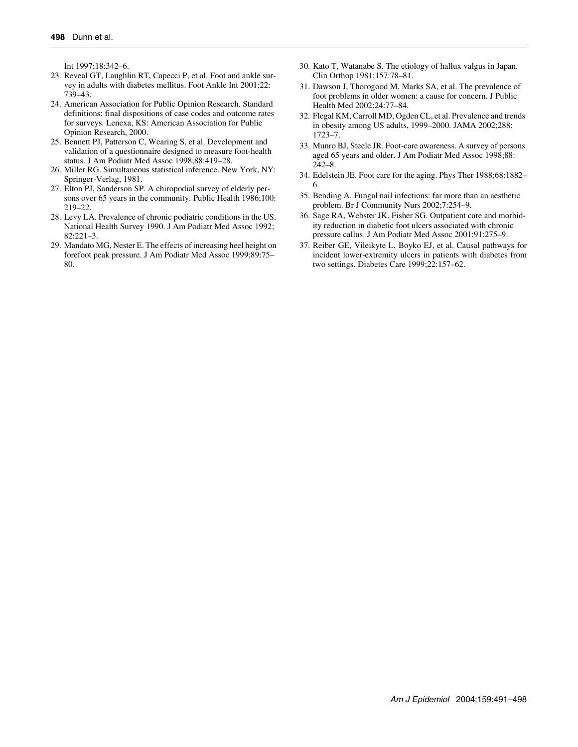Int 1997;18:342–6.

23. Reveal GT, Laughlin RT, Capecci P, et al. Foot and ankle survey in adults with diabetes mellitus. Foot Ankle Int 2001;22: 739–43.
24. American Association for Public Opinion Research. Standard definitions: final dispositions of case codes and outcome rates for surveys. Lenexa, KS: American Association for Public Opinion Research, 2000.
25. Bennett PJ, Patterson C, Wearing S, et al. Development and validation of a questionnaire designed to measure foot-health status. J Am Podiatr Med Assoc 1998;88:419–28.
26. Miller RG. Simultaneous statistical inference. New York, NY: Springer-Verlag, 1981.
27. Elton PJ, Sanderson SP. A chiropodial survey of elderly persons over 65 years in the community. Public Health 1986;100: 219–22.
28. Levy LA. Prevalence of chronic podiatric conditions in the US. National Health Survey 1990. J Am Podiatr Med Assoc 1992; 82:221–3.
29. Mandato MG, Nester E. The effects of increasing heel height on forefoot peak pressure. J Am Podiatr Med Assoc 1999;89:75–80.
30. Kato T, Watanabe S. The etiology of hallux valgus in Japan. Clin Orthop 1981;157:78–81.
31. Dawson J, Thorogood M, Marks SA, et al. The prevalence of foot problems in older women: a cause for concern. J Public Health Med 2002;24:77–84.
32. Flegal KM, Carroll MD, Ogden CL, et al. Prevalence and trends in obesity among US adults, 1999–2000. JAMA 2002;288: 1723–7.
33. Munro BJ, Steele JR. Foot-care awareness. A survey of persons aged 65 years and older. J Am Podiatr Med Assoc 1998;88: 242–8.
34. Edelstein JE. Foot care for the aging. Phys Ther 1988;68:1882–6.
35. Bending A. Fungal nail infections: far more than an aesthetic problem. Br J Community Nurs 2002;7:254–9.
36. Sage RA, Webster JK, Fisher SG. Outpatient care and morbidity reduction in diabetic foot ulcers associated with chronic pressure callus. J Am Podiatr Med Assoc 2001;91:275–9.
37. Reiber GE, Vileikyte L, Boyko EJ, et al. Causal pathways for incident lower-extremity ulcers in patients with diabetes from two settings. Diabetes Care 1999;22:157–62.